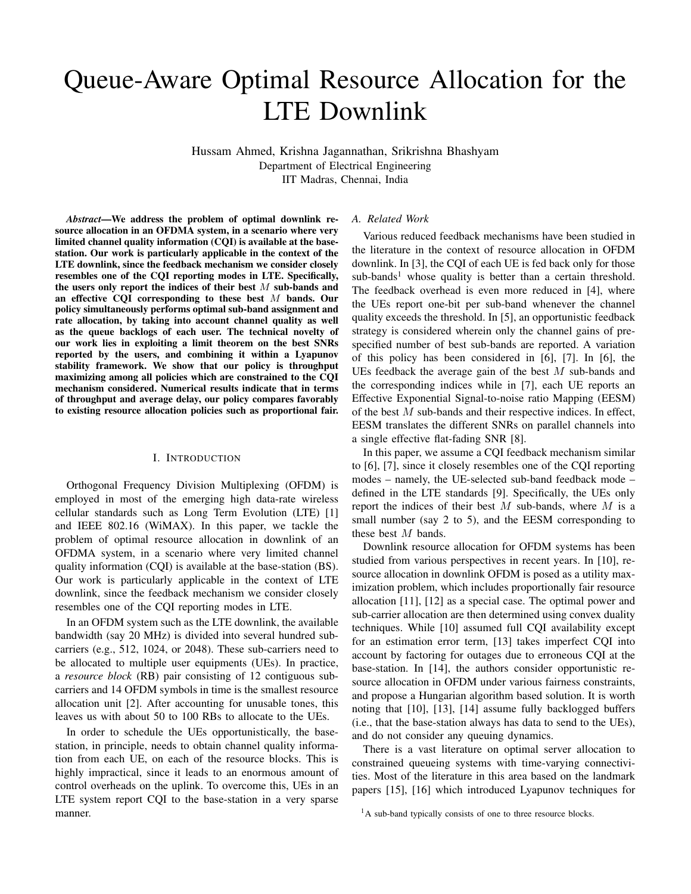# Queue-Aware Optimal Resource Allocation for the LTE Downlink

Hussam Ahmed, Krishna Jagannathan, Srikrishna Bhashyam
Department of Electrical Engineering
IIT Madras, Chennai, India

***Abstract*—We address the problem of optimal downlink resource allocation in an OFDMA system, in a scenario where very limited channel quality information (CQI) is available at the base-station. Our work is particularly applicable in the context of the LTE downlink, since the feedback mechanism we consider closely resembles one of the CQI reporting modes in LTE. Specifically, the users only report the indices of their best $M$ sub-bands and an effective CQI corresponding to these best $M$ bands. Our policy simultaneously performs optimal sub-band assignment and rate allocation, by taking into account channel quality as well as the queue backlogs of each user. The technical novelty of our work lies in exploiting a limit theorem on the best SNRs reported by the users, and combining it within a Lyapunov stability framework. We show that our policy is throughput maximizing among all policies which are constrained to the CQI mechanism considered. Numerical results indicate that in terms of throughput and average delay, our policy compares favorably to existing resource allocation policies such as proportional fair.**

## I. Introduction

Orthogonal Frequency Division Multiplexing (OFDM) is employed in most of the emerging high data-rate wireless cellular standards such as Long Term Evolution (LTE) [1] and IEEE 802.16 (WiMAX). In this paper, we tackle the problem of optimal resource allocation in downlink of an OFDMA system, in a scenario where very limited channel quality information (CQI) is available at the base-station (BS). Our work is particularly applicable in the context of LTE downlink, since the feedback mechanism we consider closely resembles one of the CQI reporting modes in LTE.

In an OFDM system such as the LTE downlink, the available bandwidth (say 20 MHz) is divided into several hundred sub-carriers (e.g., 512, 1024, or 2048). These sub-carriers need to be allocated to multiple user equipments (UEs). In practice, a *resource block* (RB) pair consisting of 12 contiguous sub-carriers and 14 OFDM symbols in time is the smallest resource allocation unit [2]. After accounting for unusable tones, this leaves us with about 50 to 100 RBs to allocate to the UEs.

In order to schedule the UEs opportunistically, the base-station, in principle, needs to obtain channel quality information from each UE, on each of the resource blocks. This is highly impractical, since it leads to an enormous amount of control overheads on the uplink. To overcome this, UEs in an LTE system report CQI to the base-station in a very sparse manner.

### A. Related Work

Various reduced feedback mechanisms have been studied in the literature in the context of resource allocation in OFDM downlink. In [3], the CQI of each UE is fed back only for those sub-bands[1] whose quality is better than a certain threshold. The feedback overhead is even more reduced in [4], where the UEs report one-bit per sub-band whenever the channel quality exceeds the threshold. In [5], an opportunistic feedback strategy is considered wherein only the channel gains of pre-specified number of best sub-bands are reported. A variation of this policy has been considered in [6], [7]. In [6], the UEs feedback the average gain of the best $M$ sub-bands and the corresponding indices while in [7], each UE reports an Effective Exponential Signal-to-noise ratio Mapping (EESM) of the best $M$ sub-bands and their respective indices. In effect, EESM translates the different SNRs on parallel channels into a single effective flat-fading SNR [8].

In this paper, we assume a CQI feedback mechanism similar to [6], [7], since it closely resembles one of the CQI reporting modes – namely, the UE-selected sub-band feedback mode – defined in the LTE standards [9]. Specifically, the UEs only report the indices of their best $M$ sub-bands, where $M$ is a small number (say 2 to 5), and the EESM corresponding to these best $M$ bands.

Downlink resource allocation for OFDM systems has been studied from various perspectives in recent years. In [10], resource allocation in downlink OFDM is posed as a utility maximization problem, which includes proportionally fair resource allocation [11], [12] as a special case. The optimal power and sub-carrier allocation are then determined using convex duality techniques. While [10] assumed full CQI availability except for an estimation error term, [13] takes imperfect CQI into account by factoring for outages due to erroneous CQI at the base-station. In [14], the authors consider opportunistic resource allocation in OFDM under various fairness constraints, and propose a Hungarian algorithm based solution. It is worth noting that [10], [13], [14] assume fully backlogged buffers (i.e., that the base-station always has data to send to the UEs), and do not consider any queuing dynamics.

There is a vast literature on optimal server allocation to constrained queueing systems with time-varying connectivities. Most of the literature in this area based on the landmark papers [15], [16] which introduced Lyapunov techniques for

[1] A sub-band typically consists of one to three resource blocks.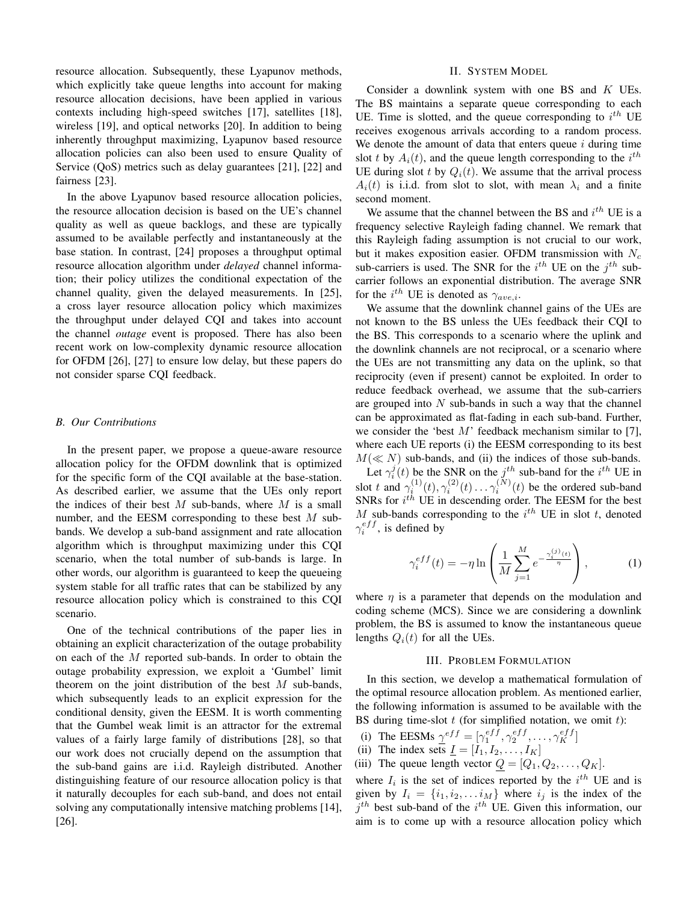resource allocation. Subsequently, these Lyapunov methods, which explicitly take queue lengths into account for making resource allocation decisions, have been applied in various contexts including high-speed switches [17], satellites [18], wireless [19], and optical networks [20]. In addition to being inherently throughput maximizing, Lyapunov based resource allocation policies can also been used to ensure Quality of Service (QoS) metrics such as delay guarantees [21], [22] and fairness [23].

In the above Lyapunov based resource allocation policies, the resource allocation decision is based on the UE's channel quality as well as queue backlogs, and these are typically assumed to be available perfectly and instantaneously at the base station. In contrast, [24] proposes a throughput optimal resource allocation algorithm under *delayed* channel information; their policy utilizes the conditional expectation of the channel quality, given the delayed measurements. In [25], a cross layer resource allocation policy which maximizes the throughput under delayed CQI and takes into account the channel *outage* event is proposed. There has also been recent work on low-complexity dynamic resource allocation for OFDM [26], [27] to ensure low delay, but these papers do not consider sparse CQI feedback.

### B. Our Contributions

In the present paper, we propose a queue-aware resource allocation policy for the OFDM downlink that is optimized for the specific form of the CQI available at the base-station. As described earlier, we assume that the UEs only report the indices of their best $M$ sub-bands, where $M$ is a small number, and the EESM corresponding to these best $M$ sub-bands. We develop a sub-band assignment and rate allocation algorithm which is throughput maximizing under this CQI scenario, when the total number of sub-bands is large. In other words, our algorithm is guaranteed to keep the queueing system stable for all traffic rates that can be stabilized by any resource allocation policy which is constrained to this CQI scenario.

One of the technical contributions of the paper lies in obtaining an explicit characterization of the outage probability on each of the $M$ reported sub-bands. In order to obtain the outage probability expression, we exploit a 'Gumbel' limit theorem on the joint distribution of the best $M$ sub-bands, which subsequently leads to an explicit expression for the conditional density, given the EESM. It is worth commenting that the Gumbel weak limit is an attractor for the extremal values of a fairly large family of distributions [28], so that our work does not crucially depend on the assumption that the sub-band gains are i.i.d. Rayleigh distributed. Another distinguishing feature of our resource allocation policy is that it naturally decouples for each sub-band, and does not entail solving any computationally intensive matching problems [14], [26].

## II. System Model

Consider a downlink system with one BS and $K$ UEs. The BS maintains a separate queue corresponding to each UE. Time is slotted, and the queue corresponding to $i^{th}$ UE receives exogenous arrivals according to a random process. We denote the amount of data that enters queue $i$ during time slot $t$ by $A_i(t)$, and the queue length corresponding to the $i^{th}$ UE during slot $t$ by $Q_i(t)$. We assume that the arrival process $A_i(t)$ is i.i.d. from slot to slot, with mean $\lambda_i$ and a finite second moment.

We assume that the channel between the BS and $i^{th}$ UE is a frequency selective Rayleigh fading channel. We remark that this Rayleigh fading assumption is not crucial to our work, but it makes exposition easier. OFDM transmission with $N_c$ sub-carriers is used. The SNR for the $i^{th}$ UE on the $j^{th}$ sub-carrier follows an exponential distribution. The average SNR for the $i^{th}$ UE is denoted as $\gamma_{ave,i}$.

We assume that the downlink channel gains of the UEs are not known to the BS unless the UEs feedback their CQI to the BS. This corresponds to a scenario where the uplink and the downlink channels are not reciprocal, or a scenario where the UEs are not transmitting any data on the uplink, so that reciprocity (even if present) cannot be exploited. In order to reduce feedback overhead, we assume that the sub-carriers are grouped into $N$ sub-bands in such a way that the channel can be approximated as flat-fading in each sub-band. Further, we consider the 'best $M$' feedback mechanism similar to [7], where each UE reports (i) the EESM corresponding to its best $M (\ll N)$ sub-bands, and (ii) the indices of those sub-bands.

Let $\gamma_i^j(t)$ be the SNR on the $j^{th}$ sub-band for the $i^{th}$ UE in slot $t$ and $\gamma_i^{(1)}(t), \gamma_i^{(2)}(t) \ldots \gamma_i^{(N)}(t)$ be the ordered sub-band SNRs for $i^{th}$ UE in descending order. The EESM for the best $M$ sub-bands corresponding to the $i^{th}$ UE in slot $t$, denoted $\gamma_i^{eff}$, is defined by

$$\gamma_i^{eff}(t) = -\eta \ln \left( \frac{1}{M} \sum_{j=1}^{M} e^{-\frac{\gamma_i^{(j)}(t)}{\eta}} \right), \tag{1}$$

where $\eta$ is a parameter that depends on the modulation and coding scheme (MCS). Since we are considering a downlink problem, the BS is assumed to know the instantaneous queue lengths $Q_i(t)$ for all the UEs.

## III. Problem Formulation

In this section, we develop a mathematical formulation of the optimal resource allocation problem. As mentioned earlier, the following information is assumed to be available with the BS during time-slot $t$ (for simplified notation, we omit $t$):

(i) The EESMs $\underline{\gamma}^{eff} = [\gamma_1^{eff}, \gamma_2^{eff}, \ldots, \gamma_K^{eff}]$
(ii) The index sets $\underline{I} = [I_1, I_2, \ldots, I_K]$
(iii) The queue length vector $\underline{Q} = [Q_1, Q_2, \ldots, Q_K]$.

where $I_i$ is the set of indices reported by the $i^{th}$ UE and is given by $I_i = \{i_1, i_2, \ldots i_M\}$ where $i_j$ is the index of the $j^{th}$ best sub-band of the $i^{th}$ UE. Given this information, our aim is to come up with a resource allocation policy which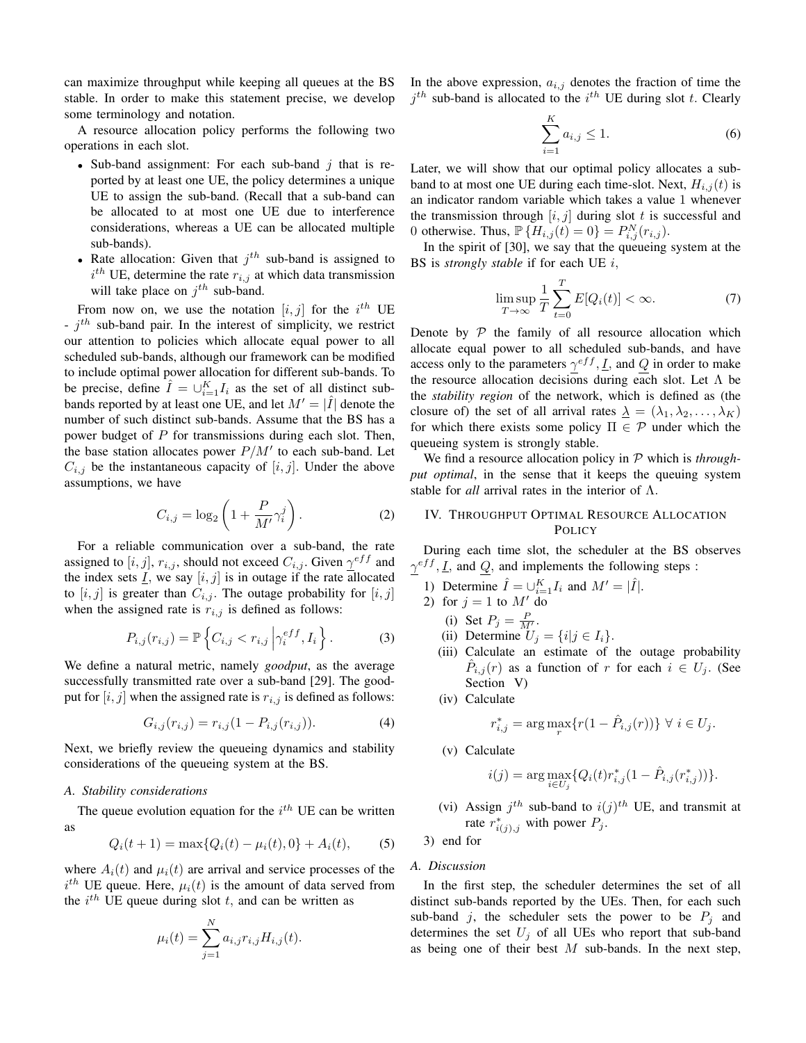can maximize throughput while keeping all queues at the BS stable. In order to make this statement precise, we develop some terminology and notation.

A resource allocation policy performs the following two operations in each slot.

- Sub-band assignment: For each sub-band $j$ that is reported by at least one UE, the policy determines a unique UE to assign the sub-band. (Recall that a sub-band can be allocated to at most one UE due to interference considerations, whereas a UE can be allocated multiple sub-bands).
- Rate allocation: Given that $j^{th}$ sub-band is assigned to $i^{th}$ UE, determine the rate $r_{i,j}$ at which data transmission will take place on $j^{th}$ sub-band.

From now on, we use the notation $[i, j]$ for the $i^{th}$ UE - $j^{th}$ sub-band pair. In the interest of simplicity, we restrict our attention to policies which allocate equal power to all scheduled sub-bands, although our framework can be modified to include optimal power allocation for different sub-bands. To be precise, define $\hat{I} = \cup_{i=1}^{K} I_i$ as the set of all distinct sub-bands reported by at least one UE, and let $M' = |\hat{I}|$ denote the number of such distinct sub-bands. Assume that the BS has a power budget of $P$ for transmissions during each slot. Then, the base station allocates power $P/M'$ to each sub-band. Let $C_{i,j}$ be the instantaneous capacity of $[i, j]$. Under the above assumptions, we have

$$C_{i,j} = \log_2 \left(1 + \frac{P}{M'} \gamma_i^j \right). \tag{2}$$

For a reliable communication over a sub-band, the rate assigned to $[i, j]$, $r_{i,j}$, should not exceed $C_{i,j}$. Given $\underline{\gamma}^{eff}$ and the index sets $\underline{I}$, we say $[i, j]$ is in outage if the rate allocated to $[i, j]$ is greater than $C_{i,j}$. The outage probability for $[i, j]$ when the assigned rate is $r_{i,j}$ is defined as follows:

$$P_{i,j}(r_{i,j}) = \mathbb{P}\left\{ C_{i,j} < r_{i,j} \,\middle|\, \gamma_i^{eff}, I_i \right\}. \tag{3}$$

We define a natural metric, namely *goodput*, as the average successfully transmitted rate over a sub-band [29]. The goodput for $[i, j]$ when the assigned rate is $r_{i,j}$ is defined as follows:

$$G_{i,j}(r_{i,j}) = r_{i,j}(1 - P_{i,j}(r_{i,j})). \tag{4}$$

Next, we briefly review the queueing dynamics and stability considerations of the queueing system at the BS.

### A. Stability considerations

The queue evolution equation for the $i^{th}$ UE can be written as

$$Q_i(t + 1) = \max\{Q_i(t) - \mu_i(t), 0\} + A_i(t), \tag{5}$$

where $A_i(t)$ and $\mu_i(t)$ are arrival and service processes of the $i^{th}$ UE queue. Here, $\mu_i(t)$ is the amount of data served from the $i^{th}$ UE queue during slot $t$, and can be written as

$$\mu_i(t) = \sum_{j=1}^{N} a_{i,j} r_{i,j} H_{i,j}(t).$$

In the above expression, $a_{i,j}$ denotes the fraction of time the $j^{th}$ sub-band is allocated to the $i^{th}$ UE during slot $t$. Clearly

$$\sum_{i=1}^{K} a_{i,j} \leq 1. \tag{6}$$

Later, we will show that our optimal policy allocates a sub-band to at most one UE during each time-slot. Next, $H_{i,j}(t)$ is an indicator random variable which takes a value 1 whenever the transmission through $[i, j]$ during slot $t$ is successful and 0 otherwise. Thus, $\mathbb{P}\{H_{i,j}(t) = 0\} = P_{i,j}^N(r_{i,j})$.

In the spirit of [30], we say that the queueing system at the BS is *strongly stable* if for each UE $i$,

$$\limsup_{T \to \infty} \frac{1}{T} \sum_{t=0}^{T} E[Q_i(t)] < \infty. \tag{7}$$

Denote by $\mathcal{P}$ the family of all resource allocation which allocate equal power to all scheduled sub-bands, and have access only to the parameters $\underline{\gamma}^{eff}$, $\underline{I}$, and $\underline{Q}$ in order to make the resource allocation decisions during each slot. Let $\Lambda$ be the *stability region* of the network, which is defined as (the closure of) the set of all arrival rates $\underline{\lambda} = (\lambda_1, \lambda_2, \ldots, \lambda_K)$ for which there exists some policy $\Pi \in \mathcal{P}$ under which the queueing system is strongly stable.

We find a resource allocation policy in $\mathcal{P}$ which is *throughput optimal*, in the sense that it keeps the queuing system stable for *all* arrival rates in the interior of $\Lambda$.

## IV. Throughput Optimal Resource Allocation Policy

During each time slot, the scheduler at the BS observes $\underline{\gamma}^{eff}$, $\underline{I}$, and $\underline{Q}$, and implements the following steps :

1) Determine $\hat{I} = \cup_{i=1}^{K} I_i$ and $M' = |\hat{I}|$.
2) for $j = 1$ to $M'$ do
   (i) Set $P_j = \frac{P}{M'}$.
   (ii) Determine $U_j = \{i | j \in I_i\}$.
   (iii) Calculate an estimate of the outage probability $\hat{P}_{i,j}(r)$ as a function of $r$ for each $i \in U_j$. (See Section V)
   (iv) Calculate
   $$r_{i,j}^* = \arg\max_r \{r(1 - \hat{P}_{i,j}(r))\} \;\forall\; i \in U_j.$$
   (v) Calculate
   $$i(j) = \arg\max_{i \in U_j} \{Q_i(t) r_{i,j}^* (1 - \hat{P}_{i,j}(r_{i,j}^*))\}.$$
   (vi) Assign $j^{th}$ sub-band to $i(j)^{th}$ UE, and transmit at rate $r_{i(j),j}^*$ with power $P_j$.
3) end for

### A. Discussion

In the first step, the scheduler determines the set of all distinct sub-bands reported by the UEs. Then, for each such sub-band $j$, the scheduler sets the power to be $P_j$ and determines the set $U_j$ of all UEs who report that sub-band as being one of their best $M$ sub-bands. In the next step,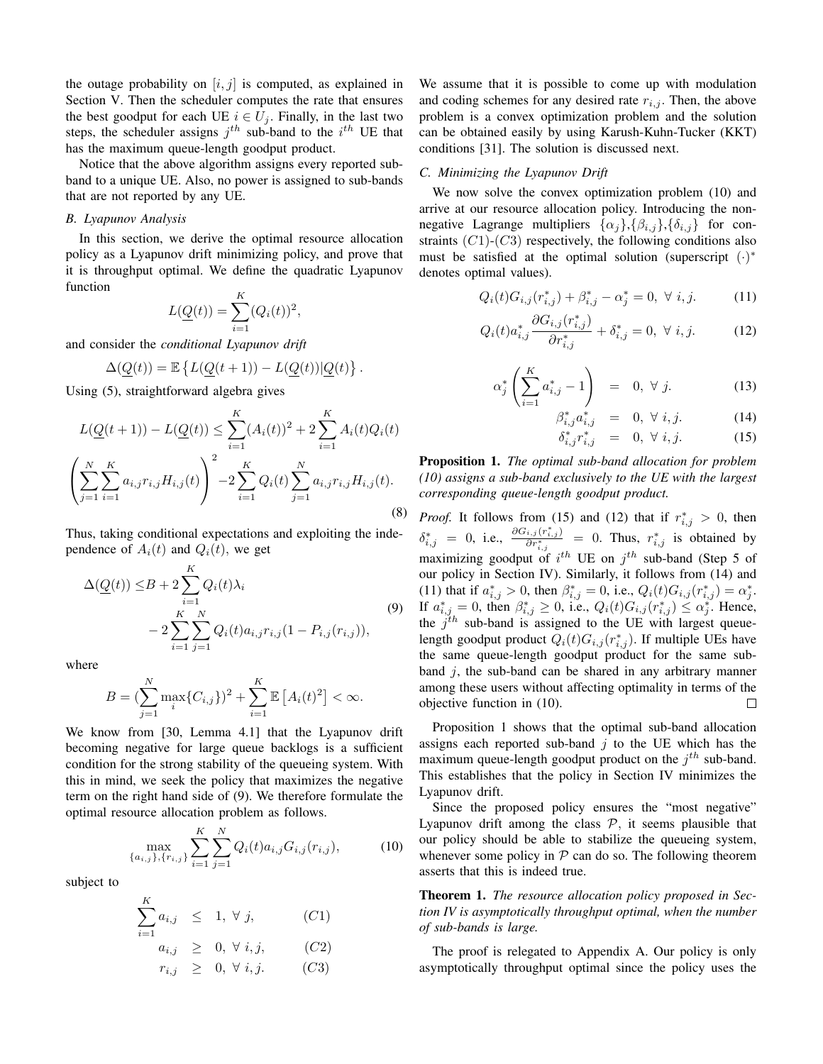the outage probability on $[i, j]$ is computed, as explained in Section V. Then the scheduler computes the rate that ensures the best goodput for each UE $i \in U_j$. Finally, in the last two steps, the scheduler assigns $j^{th}$ sub-band to the $i^{th}$ UE that has the maximum queue-length goodput product.

Notice that the above algorithm assigns every reported sub-band to a unique UE. Also, no power is assigned to sub-bands that are not reported by any UE.

### B. Lyapunov Analysis

In this section, we derive the optimal resource allocation policy as a Lyapunov drift minimizing policy, and prove that it is throughput optimal. We define the quadratic Lyapunov function

$$L(\underline{Q}(t)) = \sum_{i=1}^{K} (Q_i(t))^2,$$

and consider the *conditional Lyapunov drift*

$$\Delta(\underline{Q}(t)) = \mathbb{E}\left\{L(\underline{Q}(t+1)) - L(\underline{Q}(t)) | \underline{Q}(t)\right\}.$$

Using (5), straightforward algebra gives

$$L(\underline{Q}(t+1)) - L(\underline{Q}(t)) \leq \sum_{i=1}^{K} (A_i(t))^2 + 2\sum_{i=1}^{K} A_i(t) Q_i(t)$$
$$\left(\sum_{j=1}^{N}\sum_{i=1}^{K} a_{i,j} r_{i,j} H_{i,j}(t)\right)^2 - 2\sum_{i=1}^{K} Q_i(t) \sum_{j=1}^{N} a_{i,j} r_{i,j} H_{i,j}(t). \tag{8}$$

Thus, taking conditional expectations and exploiting the independence of $A_i(t)$ and $Q_i(t)$, we get

$$\begin{aligned}\Delta(\underline{Q}(t)) \leq & B + 2\sum_{i=1}^{K} Q_i(t)\lambda_i \\ & - 2\sum_{i=1}^{K}\sum_{j=1}^{N} Q_i(t) a_{i,j} r_{i,j} (1 - P_{i,j}(r_{i,j})),\end{aligned} \tag{9}$$

where

$$B = (\sum_{j=1}^{N} \max_i \{C_{i,j}\})^2 + \sum_{i=1}^{K} \mathbb{E}\left[A_i(t)^2\right] < \infty.$$

We know from [30, Lemma 4.1] that the Lyapunov drift becoming negative for large queue backlogs is a sufficient condition for the strong stability of the queueing system. With this in mind, we seek the policy that maximizes the negative term on the right hand side of (9). We therefore formulate the optimal resource allocation problem as follows.

$$\max_{\{a_{i,j}\}, \{r_{i,j}\}} \sum_{i=1}^{K}\sum_{j=1}^{N} Q_i(t) a_{i,j} G_{i,j}(r_{i,j}), \tag{10}$$

subject to

$$\begin{aligned} \sum_{i=1}^{K} a_{i,j} &\leq 1, \ \forall\, j, & (C1) \\ a_{i,j} &\geq 0, \ \forall\, i, j, & (C2) \\ r_{i,j} &\geq 0, \ \forall\, i, j. & (C3) \end{aligned}$$

We assume that it is possible to come up with modulation and coding schemes for any desired rate $r_{i,j}$. Then, the above problem is a convex optimization problem and the solution can be obtained easily by using Karush-Kuhn-Tucker (KKT) conditions [31]. The solution is discussed next.

### C. Minimizing the Lyapunov Drift

We now solve the convex optimization problem (10) and arrive at our resource allocation policy. Introducing the non-negative Lagrange multipliers $\{\alpha_j\}$,$\{\beta_{i,j}\}$,$\{\delta_{i,j}\}$ for constraints $(C1)$-$(C3)$ respectively, the following conditions also must be satisfied at the optimal solution (superscript $(\cdot)^*$ denotes optimal values).

$$Q_i(t) G_{i,j}(r^*_{i,j}) + \beta^*_{i,j} - \alpha^*_j = 0, \ \forall\, i, j. \tag{11}$$

$$Q_i(t) a^*_{i,j} \frac{\partial G_{i,j}(r^*_{i,j})}{\partial r^*_{i,j}} + \delta^*_{i,j} = 0, \ \forall\, i, j. \tag{12}$$

$$\alpha^*_j \left(\sum_{i=1}^{K} a^*_{i,j} - 1\right) = 0, \ \forall\, j. \tag{13}$$

$$\beta^*_{i,j} a^*_{i,j} = 0, \ \forall\, i, j. \tag{14}$$

$$\delta^*_{i,j} r^*_{i,j} = 0, \ \forall\, i, j. \tag{15}$$

**Proposition 1.** *The optimal sub-band allocation for problem (10) assigns a sub-band exclusively to the UE with the largest corresponding queue-length goodput product.*

*Proof.* It follows from (15) and (12) that if $r^*_{i,j} > 0$, then $\delta^*_{i,j} = 0$, i.e., $\frac{\partial G_{i,j}(r^*_{i,j})}{\partial r^*_{i,j}} = 0$. Thus, $r^*_{i,j}$ is obtained by maximizing goodput of $i^{th}$ UE on $j^{th}$ sub-band (Step 5 of our policy in Section IV). Similarly, it follows from (14) and (11) that if $a^*_{i,j} > 0$, then $\beta^*_{i,j} = 0$, i.e., $Q_i(t) G_{i,j}(r^*_{i,j}) = \alpha^*_j$. If $a^*_{i,j} = 0$, then $\beta^*_{i,j} \geq 0$, i.e., $Q_i(t) G_{i,j}(r^*_{i,j}) \leq \alpha^*_j$. Hence, the $j^{th}$ sub-band is assigned to the UE with largest queue-length goodput product $Q_i(t) G_{i,j}(r^*_{i,j})$. If multiple UEs have the same queue-length goodput product for the same sub-band $j$, the sub-band can be shared in any arbitrary manner among these users without affecting optimality in terms of the objective function in (10). ∎

Proposition 1 shows that the optimal sub-band allocation assigns each reported sub-band $j$ to the UE which has the maximum queue-length goodput product on the $j^{th}$ sub-band. This establishes that the policy in Section IV minimizes the Lyapunov drift.

Since the proposed policy ensures the "most negative" Lyapunov drift among the class $\mathcal{P}$, it seems plausible that our policy should be able to stabilize the queueing system, whenever some policy in $\mathcal{P}$ can do so. The following theorem asserts that this is indeed true.

**Theorem 1.** *The resource allocation policy proposed in Section IV is asymptotically throughput optimal, when the number of sub-bands is large.*

The proof is relegated to Appendix A. Our policy is only asymptotically throughput optimal since the policy uses the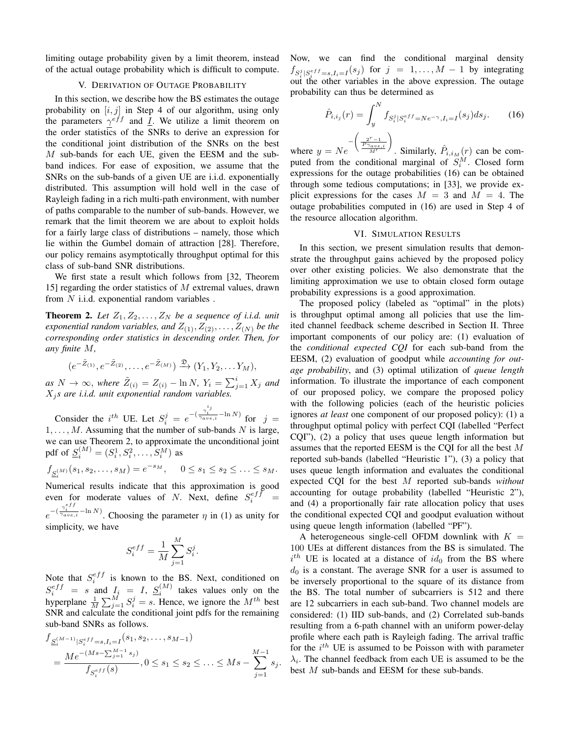limiting outage probability given by a limit theorem, instead of the actual outage probability which is difficult to compute.

## V. Derivation of Outage Probability

In this section, we describe how the BS estimates the outage probability on $[i, j]$ in Step 4 of our algorithm, using only the parameters $\underline{\gamma}^{eff}$ and $\underline{I}$. We utilize a limit theorem on the order statistics of the SNRs to derive an expression for the conditional joint distribution of the SNRs on the best $M$ sub-bands for each UE, given the EESM and the sub-band indices. For ease of exposition, we assume that the SNRs on the sub-bands of a given UE are i.i.d. exponentially distributed. This assumption will hold well in the case of Rayleigh fading in a rich multi-path environment, with number of paths comparable to the number of sub-bands. However, we remark that the limit theorem we are about to exploit holds for a fairly large class of distributions – namely, those which lie within the Gumbel domain of attraction [28]. Therefore, our policy remains asymptotically throughput optimal for this class of sub-band SNR distributions.

We first state a result which follows from [32, Theorem 15] regarding the order statistics of $M$ extremal values, drawn from $N$ i.i.d. exponential random variables .

**Theorem 2.** *Let $Z_1, Z_2, \ldots, Z_N$ be a sequence of i.i.d. unit exponential random variables, and $Z_{(1)}, Z_{(2)}, \ldots, Z_{(N)}$ be the corresponding order statistics in descending order. Then, for any finite $M$,*

$$(e^{-\tilde{Z}_{(1)}}, e^{-\tilde{Z}_{(2)}}, \ldots, e^{-\tilde{Z}_{(M)}}) \xrightarrow{\mathfrak{D}} (Y_1, Y_2, \ldots Y_M),$$

*as $N \to \infty$, where $\tilde{Z}_{(i)} = Z_{(i)} - \ln N$, $Y_i = \sum_{j=1}^{i} X_j$ and $X_j$s are i.i.d. unit exponential random variables.*

Consider the $i^{th}$ UE. Let $S_i^j = e^{-(\frac{\gamma_i^{i_j}}{\gamma_{ave,i}} - \ln N)}$ for $j = 1, \ldots, M$. Assuming that the number of sub-bands $N$ is large, we can use Theorem 2, to approximate the unconditional joint pdf of $\underline{S}_i^{(M)} = (S_i^1, S_i^2, \ldots, S_i^M)$ as

$$f_{\underline{S}_i^{(M)}}(s_1, s_2, \ldots, s_M) = e^{-s_M}, \quad 0 \leq s_1 \leq s_2 \leq \ldots \leq s_M.$$

Numerical results indicate that this approximation is good even for moderate values of $N$. Next, define $S_i^{eff} = e^{-(\frac{\gamma_i^{eff}}{\gamma_{ave,i}} - \ln N)}$. Choosing the parameter $\eta$ in (1) as unity for simplicity, we have

$$S_i^{eff} = \frac{1}{M} \sum_{j=1}^{M} S_i^j.$$

Note that $S_i^{eff}$ is known to the BS. Next, conditioned on $S_i^{eff} = s$ and $I_i = I$, $\underline{S}_i^{(M)}$ takes values only on the hyperplane $\frac{1}{M} \sum_{j=1}^{M} S_i^j = s$. Hence, we ignore the $M^{th}$ best SNR and calculate the conditional joint pdfs for the remaining sub-band SNRs as follows.

$$f_{\underline{S}_i^{(M-1)}|S_i^{eff}=s, I_i=I}(s_1, s_2, \ldots, s_{M-1}) = \frac{M e^{-(Ms - \sum_{j=1}^{M-1} s_j)}}{f_{S_i^{eff}}(s)}, 0 \leq s_1 \leq s_2 \leq \ldots \leq Ms - \sum_{j=1}^{M-1} s_j.$$

Now, we can find the conditional marginal density $f_{S_i^j|S_i^{eff}=s, I_i=I}(s_j)$ for $j = 1, \ldots, M-1$ by integrating out the other variables in the above expression. The outage probability can thus be determined as

$$\hat{P}_{i,i_j}(r) = \int_y^N f_{S_i^j|S_i^{eff}=Ne^{-\gamma}, I_i=I}(s_j) ds_j. \qquad (16)$$

where $y = Ne^{-\left(\frac{2^r - 1}{\frac{P\gamma_{ave,i}}{M'}}\right)}$. Similarly, $\hat{P}_{i,i_M}(r)$ can be computed from the conditional marginal of $S_i^M$. Closed form expressions for the outage probabilities (16) can be obtained through some tedious computations; in [33], we provide explicit expressions for the cases $M = 3$ and $M = 4$. The outage probabilities computed in (16) are used in Step 4 of the resource allocation algorithm.

## VI. Simulation Results

In this section, we present simulation results that demonstrate the throughput gains achieved by the proposed policy over other existing policies. We also demonstrate that the limiting approximation we use to obtain closed form outage probability expressions is a good approximation.

The proposed policy (labeled as "optimal" in the plots) is throughput optimal among all policies that use the limited channel feedback scheme described in Section II. Three important components of our policy are: (1) evaluation of the *conditional expected CQI* for each sub-band from the EESM, (2) evaluation of goodput while *accounting for outage probability*, and (3) optimal utilization of *queue length* information. To illustrate the importance of each component of our proposed policy, we compare the proposed policy with the following policies (each of the heuristic policies ignores *at least* one component of our proposed policy): (1) a throughput optimal policy with perfect CQI (labelled "Perfect CQI"), (2) a policy that uses queue length information but assumes that the reported EESM is the CQI for all the best $M$ reported sub-bands (labelled "Heuristic 1"), (3) a policy that uses queue length information and evaluates the conditional expected CQI for the best $M$ reported sub-bands *without* accounting for outage probability (labelled "Heuristic 2"), and (4) a proportionally fair rate allocation policy that uses the conditional expected CQI and goodput evaluation without using queue length information (labelled "PF").

A heterogeneous single-cell OFDM downlink with $K = 100$ UEs at different distances from the BS is simulated. The $i^{th}$ UE is located at a distance of $id_0$ from the BS where $d_0$ is a constant. The average SNR for a user is assumed to be inversely proportional to the square of its distance from the BS. The total number of subcarriers is 512 and there are 12 subcarriers in each sub-band. Two channel models are considered: (1) IID sub-bands, and (2) Correlated sub-bands resulting from a 6-path channel with an uniform power-delay profile where each path is Rayleigh fading. The arrival traffic for the $i^{th}$ UE is assumed to be Poisson with with parameter $\lambda_i$. The channel feedback from each UE is assumed to be the best $M$ sub-bands and EESM for these sub-bands.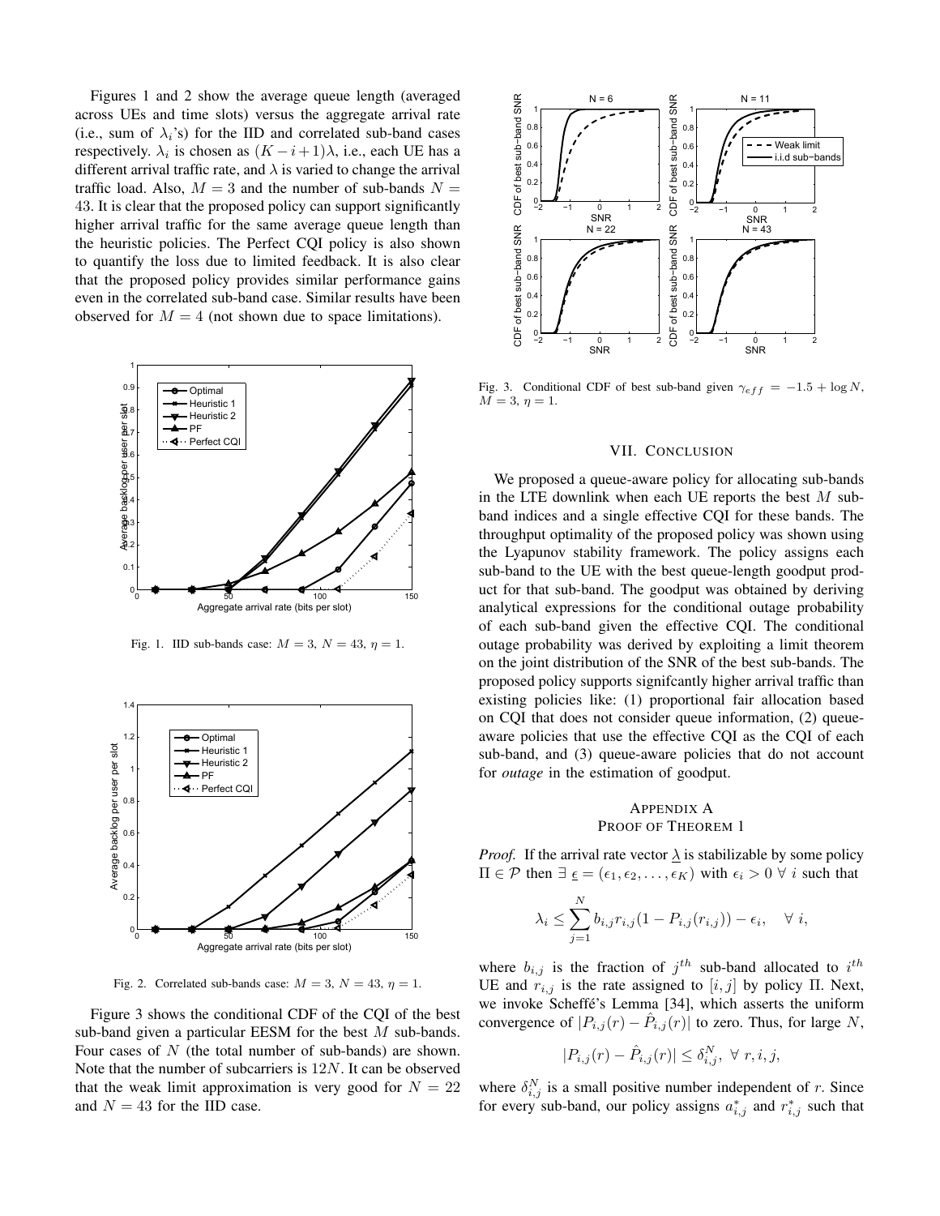Figures 1 and 2 show the average queue length (averaged across UEs and time slots) versus the aggregate arrival rate (i.e., sum of $\lambda_i$'s) for the IID and correlated sub-band cases respectively. $\lambda_i$ is chosen as $(K-i+1)\lambda$, i.e., each UE has a different arrival traffic rate, and $\lambda$ is varied to change the arrival traffic load. Also, $M=3$ and the number of sub-bands $N=43$. It is clear that the proposed policy can support significantly higher arrival traffic for the same average queue length than the heuristic policies. The Perfect CQI policy is also shown to quantify the loss due to limited feedback. It is also clear that the proposed policy provides similar performance gains even in the correlated sub-band case. Similar results have been observed for $M=4$ (not shown due to space limitations).

Fig. 1. IID sub-bands case: $M=3$, $N=43$, $\eta=1$.

Fig. 2. Correlated sub-bands case: $M=3$, $N=43$, $\eta=1$.

Figure 3 shows the conditional CDF of the CQI of the best sub-band given a particular EESM for the best $M$ sub-bands. Four cases of $N$ (the total number of sub-bands) are shown. Note that the number of subcarriers is $12N$. It can be observed that the weak limit approximation is very good for $N=22$ and $N=43$ for the IID case.

Fig. 3. Conditional CDF of best sub-band given $\gamma_{eff} = -1.5 + \log N$, $M=3$, $\eta=1$.

## VII. Conclusion

We proposed a queue-aware policy for allocating sub-bands in the LTE downlink when each UE reports the best $M$ sub-band indices and a single effective CQI for these bands. The throughput optimality of the proposed policy was shown using the Lyapunov stability framework. The policy assigns each sub-band to the UE with the best queue-length goodput product for that sub-band. The goodput was obtained by deriving analytical expressions for the conditional outage probability of each sub-band given the effective CQI. The conditional outage probability was derived by exploiting a limit theorem on the joint distribution of the SNR of the best sub-bands. The proposed policy supports signifcantly higher arrival traffic than existing policies like: (1) proportional fair allocation based on CQI that does not consider queue information, (2) queue-aware policies that use the effective CQI as the CQI of each sub-band, and (3) queue-aware policies that do not account for *outage* in the estimation of goodput.

## Appendix A
## Proof of Theorem 1

*Proof.* If the arrival rate vector $\underline{\lambda}$ is stabilizable by some policy $\Pi \in \mathcal{P}$ then $\exists\ \underline{\epsilon} = (\epsilon_1, \epsilon_2, \ldots, \epsilon_K)$ with $\epsilon_i > 0\ \forall\ i$ such that

$$\lambda_i \leq \sum_{j=1}^{N} b_{i,j} r_{i,j} (1 - P_{i,j}(r_{i,j})) - \epsilon_i, \quad \forall\ i,$$

where $b_{i,j}$ is the fraction of $j^{th}$ sub-band allocated to $i^{th}$ UE and $r_{i,j}$ is the rate assigned to $[i,j]$ by policy $\Pi$. Next, we invoke Scheffé's Lemma [34], which asserts the uniform convergence of $|P_{i,j}(r) - \hat{P}_{i,j}(r)|$ to zero. Thus, for large $N$,

$$|P_{i,j}(r) - \hat{P}_{i,j}(r)| \leq \delta_{i,j}^{N},\ \forall\ r, i, j,$$

where $\delta_{i,j}^{N}$ is a small positive number independent of $r$. Since for every sub-band, our policy assigns $a_{i,j}^*$ and $r_{i,j}^*$ such that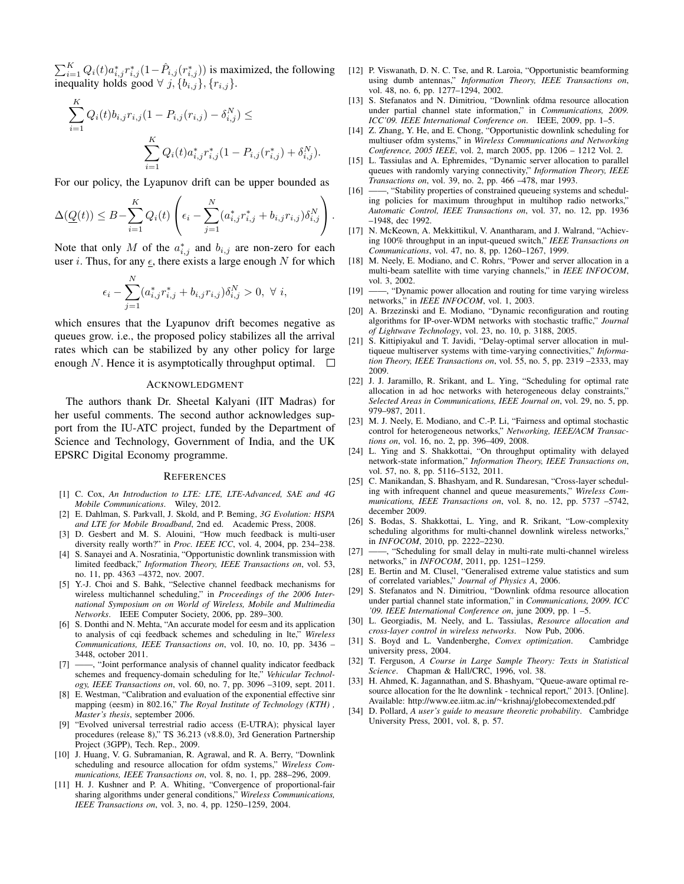$\sum_{i=1}^{K} Q_i(t)a_{i,j}^* r_{i,j}^*(1-\hat{P}_{i,j}(r_{i,j}^*))$ is maximized, the following inequality holds good $\forall\ j, \{b_{i,j}\}, \{r_{i,j}\}$.

$$\sum_{i=1}^{K} Q_i(t) b_{i,j} r_{i,j} (1 - P_{i,j}(r_{i,j}) - \delta_{i,j}^N) \leq \sum_{i=1}^{K} Q_i(t) a_{i,j}^* r_{i,j}^* (1 - P_{i,j}(r_{i,j}^*) + \delta_{i,j}^N).$$

For our policy, the Lyapunov drift can be upper bounded as

$$\Delta(\underline{Q}(t)) \leq B - \sum_{i=1}^{K} Q_i(t) \left( \epsilon_i - \sum_{j=1}^{N} (a_{i,j}^* r_{i,j}^* + b_{i,j} r_{i,j}) \delta_{i,j}^N \right).$$

Note that only $M$ of the $a_{i,j}^*$ and $b_{i,j}$ are non-zero for each user $i$. Thus, for any $\epsilon$, there exists a large enough $N$ for which

$$\epsilon_i - \sum_{j=1}^{N} (a_{i,j}^* r_{i,j}^* + b_{i,j} r_{i,j}) \delta_{i,j}^N > 0, \ \forall\ i,$$

which ensures that the Lyapunov drift becomes negative as queues grow. i.e., the proposed policy stabilizes all the arrival rates which can be stabilized by any other policy for large enough $N$. Hence it is asymptotically throughput optimal. □

## Acknowledgment

The authors thank Dr. Sheetal Kalyani (IIT Madras) for her useful comments. The second author acknowledges support from the IU-ATC project, funded by the Department of Science and Technology, Government of India, and the UK EPSRC Digital Economy programme.

## References

[1] C. Cox, *An Introduction to LTE: LTE, LTE-Advanced, SAE and 4G Mobile Communications*. Wiley, 2012.

[2] E. Dahlman, S. Parkvall, J. Skold, and P. Beming, *3G Evolution: HSPA and LTE for Mobile Broadband*, 2nd ed. Academic Press, 2008.

[3] D. Gesbert and M. S. Alouini, "How much feedback is multi-user diversity really worth?" in *Proc. IEEE ICC*, vol. 4, 2004, pp. 234–238.

[4] S. Sanayei and A. Nosratinia, "Opportunistic downlink transmission with limited feedback," *Information Theory, IEEE Transactions on*, vol. 53, no. 11, pp. 4363 –4372, nov. 2007.

[5] Y.-J. Choi and S. Bahk, "Selective channel feedback mechanisms for wireless multichannel scheduling," in *Proceedings of the 2006 International Symposium on on World of Wireless, Mobile and Multimedia Networks*. IEEE Computer Society, 2006, pp. 289–300.

[6] S. Donthi and N. Mehta, "An accurate model for eesm and its application to analysis of cqi feedback schemes and scheduling in lte," *Wireless Communications, IEEE Transactions on*, vol. 10, no. 10, pp. 3436 – 3448, october 2011.

[7] ——, "Joint performance analysis of channel quality indicator feedback schemes and frequency-domain scheduling for lte," *Vehicular Technology, IEEE Transactions on*, vol. 60, no. 7, pp. 3096 –3109, sept. 2011.

[8] E. Westman, "Calibration and evaluation of the exponential effective sinr mapping (eesm) in 802.16," *The Royal Institute of Technology (KTH) , Master's thesis*, september 2006.

[9] "Evolved universal terrestrial radio access (E-UTRA); physical layer procedures (release 8)," TS 36.213 (v8.8.0), 3rd Generation Partnership Project (3GPP), Tech. Rep., 2009.

[10] J. Huang, V. G. Subramanian, R. Agrawal, and R. A. Berry, "Downlink scheduling and resource allocation for ofdm systems," *Wireless Communications, IEEE Transactions on*, vol. 8, no. 1, pp. 288–296, 2009.

[11] H. J. Kushner and P. A. Whiting, "Convergence of proportional-fair sharing algorithms under general conditions," *Wireless Communications, IEEE Transactions on*, vol. 3, no. 4, pp. 1250–1259, 2004.

[12] P. Viswanath, D. N. C. Tse, and R. Laroia, "Opportunistic beamforming using dumb antennas," *Information Theory, IEEE Transactions on*, vol. 48, no. 6, pp. 1277–1294, 2002.

[13] S. Stefanatos and N. Dimitriou, "Downlink ofdma resource allocation under partial channel state information," in *Communications, 2009. ICC'09. IEEE International Conference on*. IEEE, 2009, pp. 1–5.

[14] Z. Zhang, Y. He, and E. Chong, "Opportunistic downlink scheduling for multiuser ofdm systems," in *Wireless Communications and Networking Conference, 2005 IEEE*, vol. 2, march 2005, pp. 1206 – 1212 Vol. 2.

[15] L. Tassiulas and A. Ephremides, "Dynamic server allocation to parallel queues with randomly varying connectivity," *Information Theory, IEEE Transactions on*, vol. 39, no. 2, pp. 466 –478, mar 1993.

[16] ——, "Stability properties of constrained queueing systems and scheduling policies for maximum throughput in multihop radio networks," *Automatic Control, IEEE Transactions on*, vol. 37, no. 12, pp. 1936 –1948, dec 1992.

[17] N. McKeown, A. Mekkittikul, V. Anantharam, and J. Walrand, "Achieving 100% throughput in an input-queued switch," *IEEE Transactions on Communications*, vol. 47, no. 8, pp. 1260–1267, 1999.

[18] M. Neely, E. Modiano, and C. Rohrs, "Power and server allocation in a multi-beam satellite with time varying channels," in *IEEE INFOCOM*, vol. 3, 2002.

[19] ——, "Dynamic power allocation and routing for time varying wireless networks," in *IEEE INFOCOM*, vol. 1, 2003.

[20] A. Brzezinski and E. Modiano, "Dynamic reconfiguration and routing algorithms for IP-over-WDM networks with stochastic traffic," *Journal of Lightwave Technology*, vol. 23, no. 10, p. 3188, 2005.

[21] S. Kittipiyakul and T. Javidi, "Delay-optimal server allocation in multiqueue multiserver systems with time-varying connectivities," *Information Theory, IEEE Transactions on*, vol. 55, no. 5, pp. 2319 –2333, may 2009.

[22] J. J. Jaramillo, R. Srikant, and L. Ying, "Scheduling for optimal rate allocation in ad hoc networks with heterogeneous delay constraints," *Selected Areas in Communications, IEEE Journal on*, vol. 29, no. 5, pp. 979–987, 2011.

[23] M. J. Neely, E. Modiano, and C.-P. Li, "Fairness and optimal stochastic control for heterogeneous networks," *Networking, IEEE/ACM Transactions on*, vol. 16, no. 2, pp. 396–409, 2008.

[24] L. Ying and S. Shakkottai, "On throughput optimality with delayed network-state information," *Information Theory, IEEE Transactions on*, vol. 57, no. 8, pp. 5116–5132, 2011.

[25] C. Manikandan, S. Bhashyam, and R. Sundaresan, "Cross-layer scheduling with infrequent channel and queue measurements," *Wireless Communications, IEEE Transactions on*, vol. 8, no. 12, pp. 5737 –5742, december 2009.

[26] S. Bodas, S. Shakkottai, L. Ying, and R. Srikant, "Low-complexity scheduling algorithms for multi-channel downlink wireless networks," in *INFOCOM*, 2010, pp. 2222–2230.

[27] ——, "Scheduling for small delay in multi-rate multi-channel wireless networks," in *INFOCOM*, 2011, pp. 1251–1259.

[28] E. Bertin and M. Clusel, "Generalised extreme value statistics and sum of correlated variables," *Journal of Physics A*, 2006.

[29] S. Stefanatos and N. Dimitriou, "Downlink ofdma resource allocation under partial channel state information," in *Communications, 2009. ICC '09. IEEE International Conference on*, june 2009, pp. 1 –5.

[30] L. Georgiadis, M. Neely, and L. Tassiulas, *Resource allocation and cross-layer control in wireless networks*. Now Pub, 2006.

[31] S. Boyd and L. Vandenberghe, *Convex optimization*. Cambridge university press, 2004.

[32] T. Ferguson, *A Course in Large Sample Theory: Texts in Statistical Science*. Chapman & Hall/CRC, 1996, vol. 38.

[33] H. Ahmed, K. Jagannathan, and S. Bhashyam, "Queue-aware optimal resource allocation for the lte downlink - technical report," 2013. [Online]. Available: http://www.ee.iitm.ac.in/~krishnaj/globecomextended.pdf

[34] D. Pollard, *A user's guide to measure theoretic probability*. Cambridge University Press, 2001, vol. 8, p. 57.